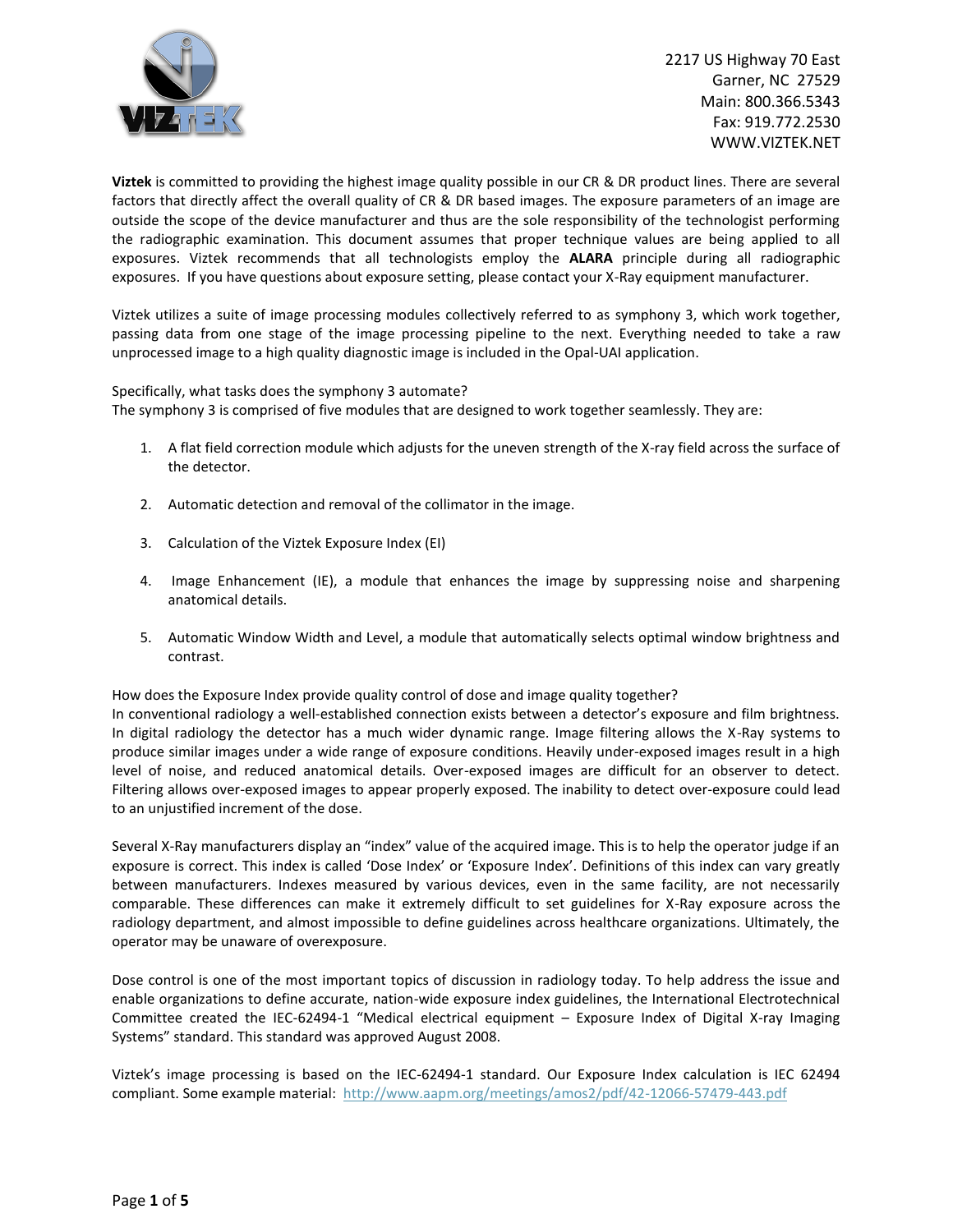2217 US Highway 70 East
Garner, NC 27529
Main: 800.366.5343
Fax: 919.772.2530
WWW.VIZTEK.NET

**Viztek** is committed to providing the highest image quality possible in our CR & DR product lines. There are several factors that directly affect the overall quality of CR & DR based images. The exposure parameters of an image are outside the scope of the device manufacturer and thus are the sole responsibility of the technologist performing the radiographic examination. This document assumes that proper technique values are being applied to all exposures. Viztek recommends that all technologists employ the **ALARA** principle during all radiographic exposures. If you have questions about exposure setting, please contact your X-Ray equipment manufacturer.

Viztek utilizes a suite of image processing modules collectively referred to as symphony 3, which work together, passing data from one stage of the image processing pipeline to the next. Everything needed to take a raw unprocessed image to a high quality diagnostic image is included in the Opal-UAI application.

Specifically, what tasks does the symphony 3 automate?
The symphony 3 is comprised of five modules that are designed to work together seamlessly. They are:

1. A flat field correction module which adjusts for the uneven strength of the X-ray field across the surface of the detector.

2. Automatic detection and removal of the collimator in the image.

3. Calculation of the Viztek Exposure Index (EI)

4. Image Enhancement (IE), a module that enhances the image by suppressing noise and sharpening anatomical details.

5. Automatic Window Width and Level, a module that automatically selects optimal window brightness and contrast.

How does the Exposure Index provide quality control of dose and image quality together?
In conventional radiology a well-established connection exists between a detector's exposure and film brightness. In digital radiology the detector has a much wider dynamic range. Image filtering allows the X-Ray systems to produce similar images under a wide range of exposure conditions. Heavily under-exposed images result in a high level of noise, and reduced anatomical details. Over-exposed images are difficult for an observer to detect. Filtering allows over-exposed images to appear properly exposed. The inability to detect over-exposure could lead to an unjustified increment of the dose.

Several X-Ray manufacturers display an "index" value of the acquired image. This is to help the operator judge if an exposure is correct. This index is called 'Dose Index' or 'Exposure Index'. Definitions of this index can vary greatly between manufacturers. Indexes measured by various devices, even in the same facility, are not necessarily comparable. These differences can make it extremely difficult to set guidelines for X-Ray exposure across the radiology department, and almost impossible to define guidelines across healthcare organizations. Ultimately, the operator may be unaware of overexposure.

Dose control is one of the most important topics of discussion in radiology today. To help address the issue and enable organizations to define accurate, nation-wide exposure index guidelines, the International Electrotechnical Committee created the IEC-62494-1 "Medical electrical equipment – Exposure Index of Digital X-ray Imaging Systems" standard. This standard was approved August 2008.

Viztek's image processing is based on the IEC-62494-1 standard. Our Exposure Index calculation is IEC 62494 compliant. Some example material: http://www.aapm.org/meetings/amos2/pdf/42-12066-57479-443.pdf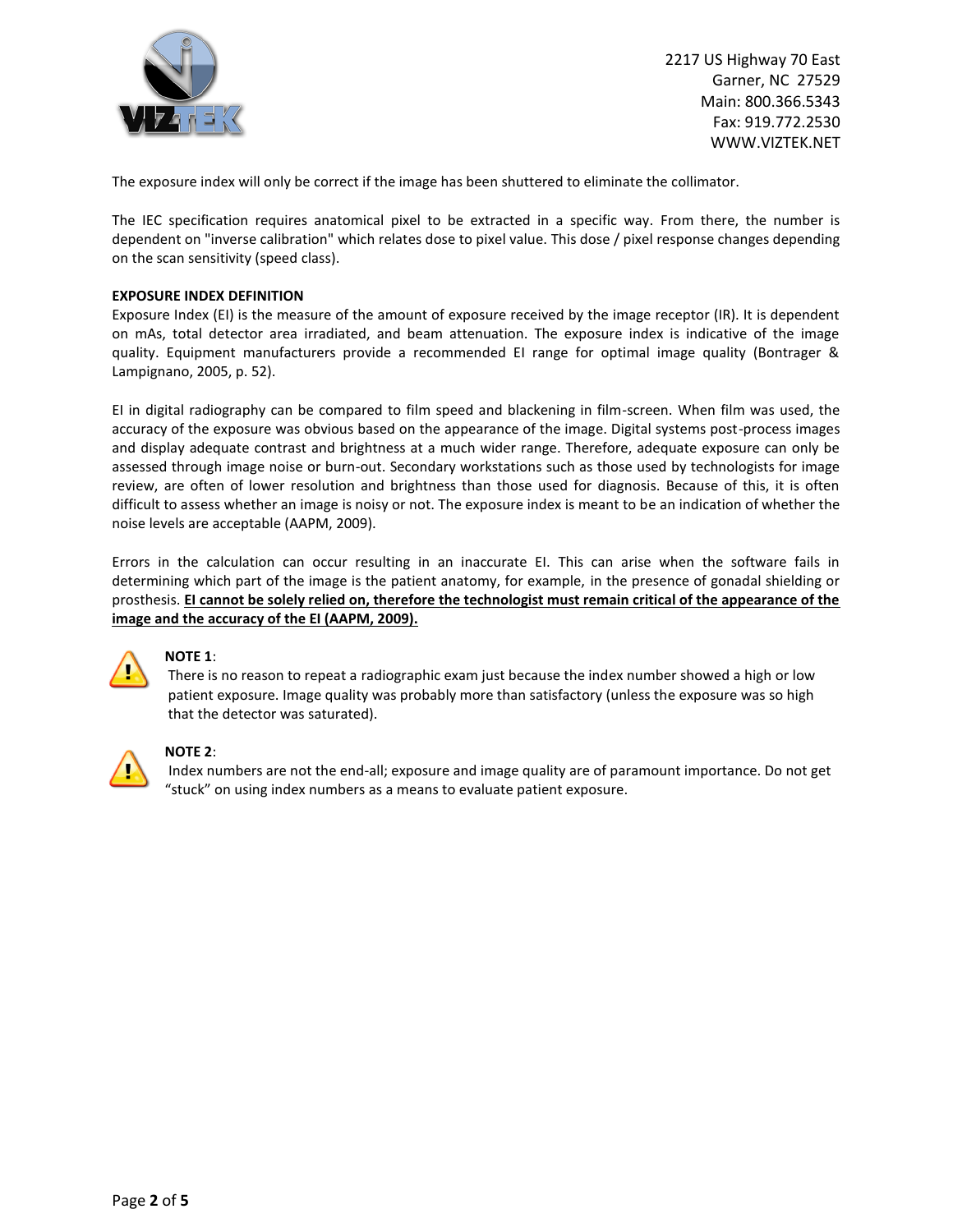The exposure index will only be correct if the image has been shuttered to eliminate the collimator.

The IEC specification requires anatomical pixel to be extracted in a specific way. From there, the number is dependent on "inverse calibration" which relates dose to pixel value. This dose / pixel response changes depending on the scan sensitivity (speed class).

**EXPOSURE INDEX DEFINITION**

Exposure Index (EI) is the measure of the amount of exposure received by the image receptor (IR). It is dependent on mAs, total detector area irradiated, and beam attenuation. The exposure index is indicative of the image quality. Equipment manufacturers provide a recommended EI range for optimal image quality (Bontrager & Lampignano, 2005, p. 52).

EI in digital radiography can be compared to film speed and blackening in film-screen. When film was used, the accuracy of the exposure was obvious based on the appearance of the image. Digital systems post-process images and display adequate contrast and brightness at a much wider range. Therefore, adequate exposure can only be assessed through image noise or burn-out. Secondary workstations such as those used by technologists for image review, are often of lower resolution and brightness than those used for diagnosis. Because of this, it is often difficult to assess whether an image is noisy or not. The exposure index is meant to be an indication of whether the noise levels are acceptable (AAPM, 2009).

Errors in the calculation can occur resulting in an inaccurate EI. This can arise when the software fails in determining which part of the image is the patient anatomy, for example, in the presence of gonadal shielding or prosthesis. **EI cannot be solely relied on, therefore the technologist must remain critical of the appearance of the image and the accuracy of the EI (AAPM, 2009).**

**NOTE 1**:
There is no reason to repeat a radiographic exam just because the index number showed a high or low patient exposure. Image quality was probably more than satisfactory (unless the exposure was so high that the detector was saturated).

**NOTE 2**:
Index numbers are not the end-all; exposure and image quality are of paramount importance. Do not get "stuck" on using index numbers as a means to evaluate patient exposure.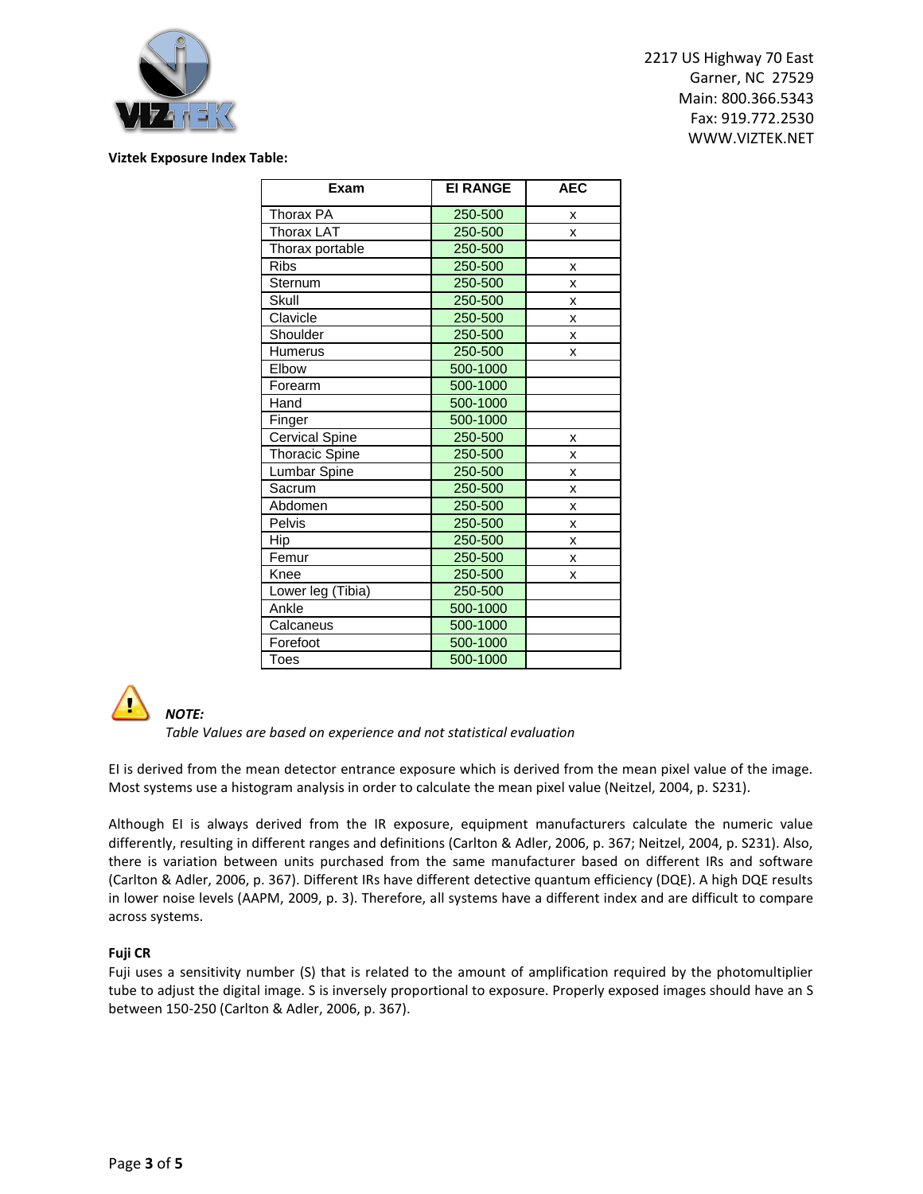2217 US Highway 70 East
Garner, NC 27529
Main: 800.366.5343
Fax: 919.772.2530
WWW.VIZTEK.NET

**Viztek Exposure Index Table:**

| Exam | EI RANGE | AEC |
|---|---|---|
| Thorax PA | 250-500 | x |
| Thorax LAT | 250-500 | x |
| Thorax portable | 250-500 | |
| Ribs | 250-500 | x |
| Sternum | 250-500 | x |
| Skull | 250-500 | x |
| Clavicle | 250-500 | x |
| Shoulder | 250-500 | x |
| Humerus | 250-500 | x |
| Elbow | 500-1000 | |
| Forearm | 500-1000 | |
| Hand | 500-1000 | |
| Finger | 500-1000 | |
| Cervical Spine | 250-500 | x |
| Thoracic Spine | 250-500 | x |
| Lumbar Spine | 250-500 | x |
| Sacrum | 250-500 | x |
| Abdomen | 250-500 | x |
| Pelvis | 250-500 | x |
| Hip | 250-500 | x |
| Femur | 250-500 | x |
| Knee | 250-500 | x |
| Lower leg (Tibia) | 250-500 | |
| Ankle | 500-1000 | |
| Calcaneus | 500-1000 | |
| Forefoot | 500-1000 | |
| Toes | 500-1000 | |

***NOTE:***
*Table Values are based on experience and not statistical evaluation*

EI is derived from the mean detector entrance exposure which is derived from the mean pixel value of the image. Most systems use a histogram analysis in order to calculate the mean pixel value (Neitzel, 2004, p. S231).

Although EI is always derived from the IR exposure, equipment manufacturers calculate the numeric value differently, resulting in different ranges and definitions (Carlton & Adler, 2006, p. 367; Neitzel, 2004, p. S231). Also, there is variation between units purchased from the same manufacturer based on different IRs and software (Carlton & Adler, 2006, p. 367). Different IRs have different detective quantum efficiency (DQE). A high DQE results in lower noise levels (AAPM, 2009, p. 3). Therefore, all systems have a different index and are difficult to compare across systems.

**Fuji CR**

Fuji uses a sensitivity number (S) that is related to the amount of amplification required by the photomultiplier tube to adjust the digital image. S is inversely proportional to exposure. Properly exposed images should have an S between 150-250 (Carlton & Adler, 2006, p. 367).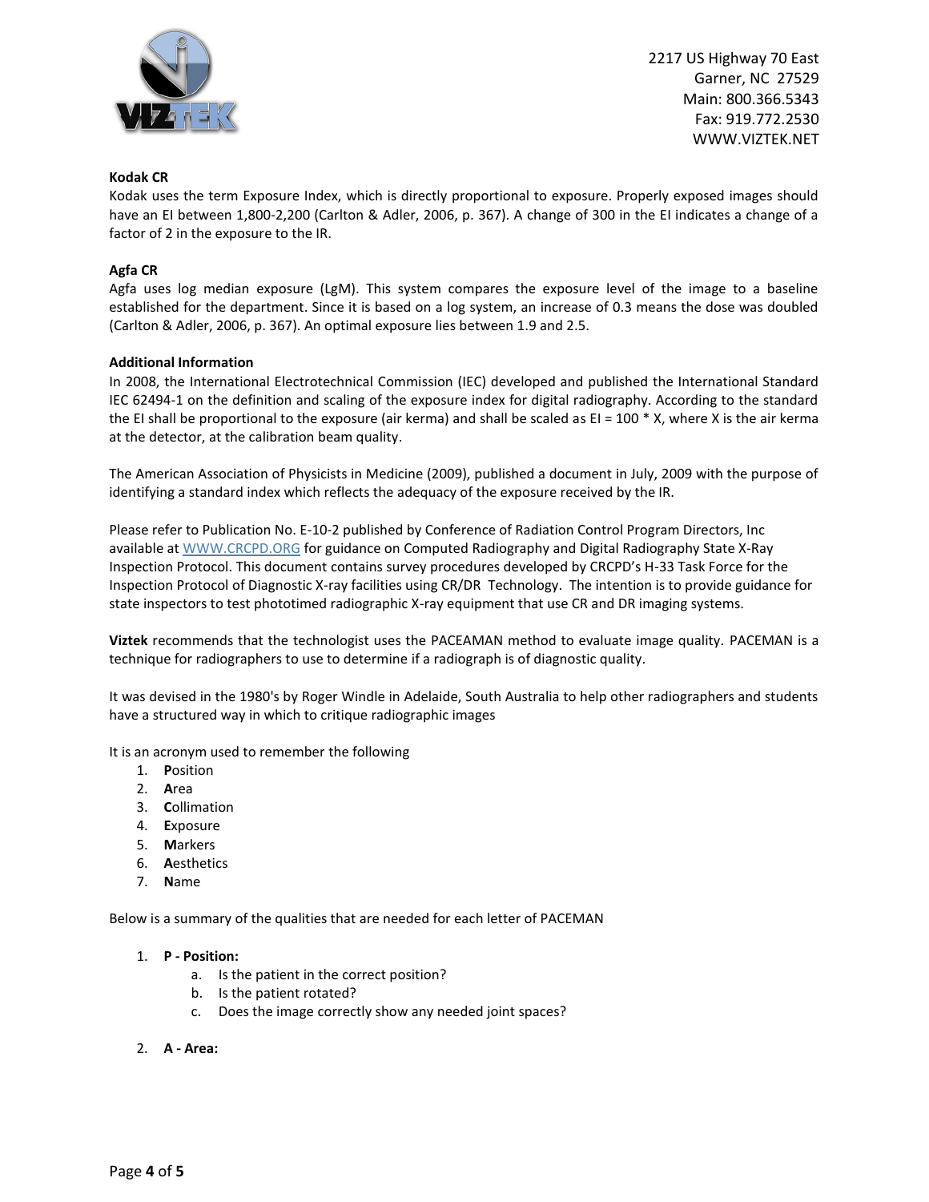**Kodak CR**

Kodak uses the term Exposure Index, which is directly proportional to exposure. Properly exposed images should have an EI between 1,800-2,200 (Carlton & Adler, 2006, p. 367). A change of 300 in the EI indicates a change of a factor of 2 in the exposure to the IR.

**Agfa CR**

Agfa uses log median exposure (LgM). This system compares the exposure level of the image to a baseline established for the department. Since it is based on a log system, an increase of 0.3 means the dose was doubled (Carlton & Adler, 2006, p. 367). An optimal exposure lies between 1.9 and 2.5.

**Additional Information**

In 2008, the International Electrotechnical Commission (IEC) developed and published the International Standard IEC 62494-1 on the definition and scaling of the exposure index for digital radiography. According to the standard the EI shall be proportional to the exposure (air kerma) and shall be scaled as EI = 100 * X, where X is the air kerma at the detector, at the calibration beam quality.

The American Association of Physicists in Medicine (2009), published a document in July, 2009 with the purpose of identifying a standard index which reflects the adequacy of the exposure received by the IR.

Please refer to Publication No. E-10-2 published by Conference of Radiation Control Program Directors, Inc available at [WWW.CRCPD.ORG](http://WWW.CRCPD.ORG) for guidance on Computed Radiography and Digital Radiography State X-Ray Inspection Protocol. This document contains survey procedures developed by CRCPD's H-33 Task Force for the Inspection Protocol of Diagnostic X-ray facilities using CR/DR Technology. The intention is to provide guidance for state inspectors to test phototimed radiographic X-ray equipment that use CR and DR imaging systems.

**Viztek** recommends that the technologist uses the PACEAMAN method to evaluate image quality. PACEMAN is a technique for radiographers to use to determine if a radiograph is of diagnostic quality.

It was devised in the 1980's by Roger Windle in Adelaide, South Australia to help other radiographers and students have a structured way in which to critique radiographic images

It is an acronym used to remember the following

1. **P**osition
2. **A**rea
3. **C**ollimation
4. **E**xposure
5. **M**arkers
6. **A**esthetics
7. **N**ame

Below is a summary of the qualities that are needed for each letter of PACEMAN

1. **P - Position:**
   a. Is the patient in the correct position?
   b. Is the patient rotated?
   c. Does the image correctly show any needed joint spaces?

2. **A - Area:**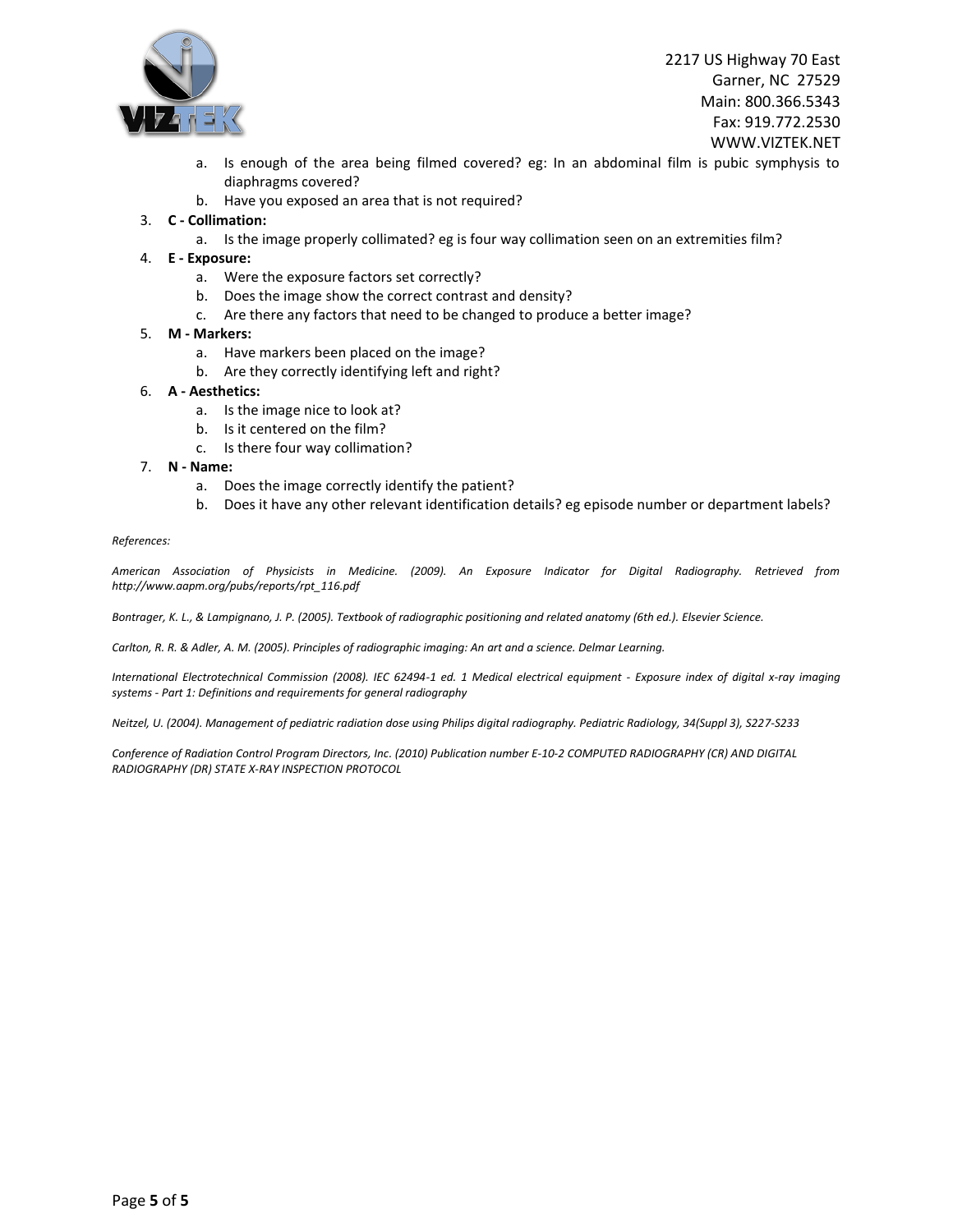a. Is enough of the area being filmed covered? eg: In an abdominal film is pubic symphysis to diaphragms covered?
   b. Have you exposed an area that is not required?

3. **C - Collimation:**
   a. Is the image properly collimated? eg is four way collimation seen on an extremities film?
4. **E - Exposure:**
   a. Were the exposure factors set correctly?
   b. Does the image show the correct contrast and density?
   c. Are there any factors that need to be changed to produce a better image?
5. **M - Markers:**
   a. Have markers been placed on the image?
   b. Are they correctly identifying left and right?
6. **A - Aesthetics:**
   a. Is the image nice to look at?
   b. Is it centered on the film?
   c. Is there four way collimation?
7. **N - Name:**
   a. Does the image correctly identify the patient?
   b. Does it have any other relevant identification details? eg episode number or department labels?

*References:*

*American Association of Physicists in Medicine. (2009). An Exposure Indicator for Digital Radiography. Retrieved from http://www.aapm.org/pubs/reports/rpt_116.pdf*

*Bontrager, K. L., & Lampignano, J. P. (2005). Textbook of radiographic positioning and related anatomy (6th ed.). Elsevier Science.*

*Carlton, R. R. & Adler, A. M. (2005). Principles of radiographic imaging: An art and a science. Delmar Learning.*

*International Electrotechnical Commission (2008). IEC 62494-1 ed. 1 Medical electrical equipment - Exposure index of digital x-ray imaging systems - Part 1: Definitions and requirements for general radiography*

*Neitzel, U. (2004). Management of pediatric radiation dose using Philips digital radiography. Pediatric Radiology, 34(Suppl 3), S227-S233*

*Conference of Radiation Control Program Directors, Inc. (2010) Publication number E-10-2 COMPUTED RADIOGRAPHY (CR) AND DIGITAL RADIOGRAPHY (DR) STATE X-RAY INSPECTION PROTOCOL*